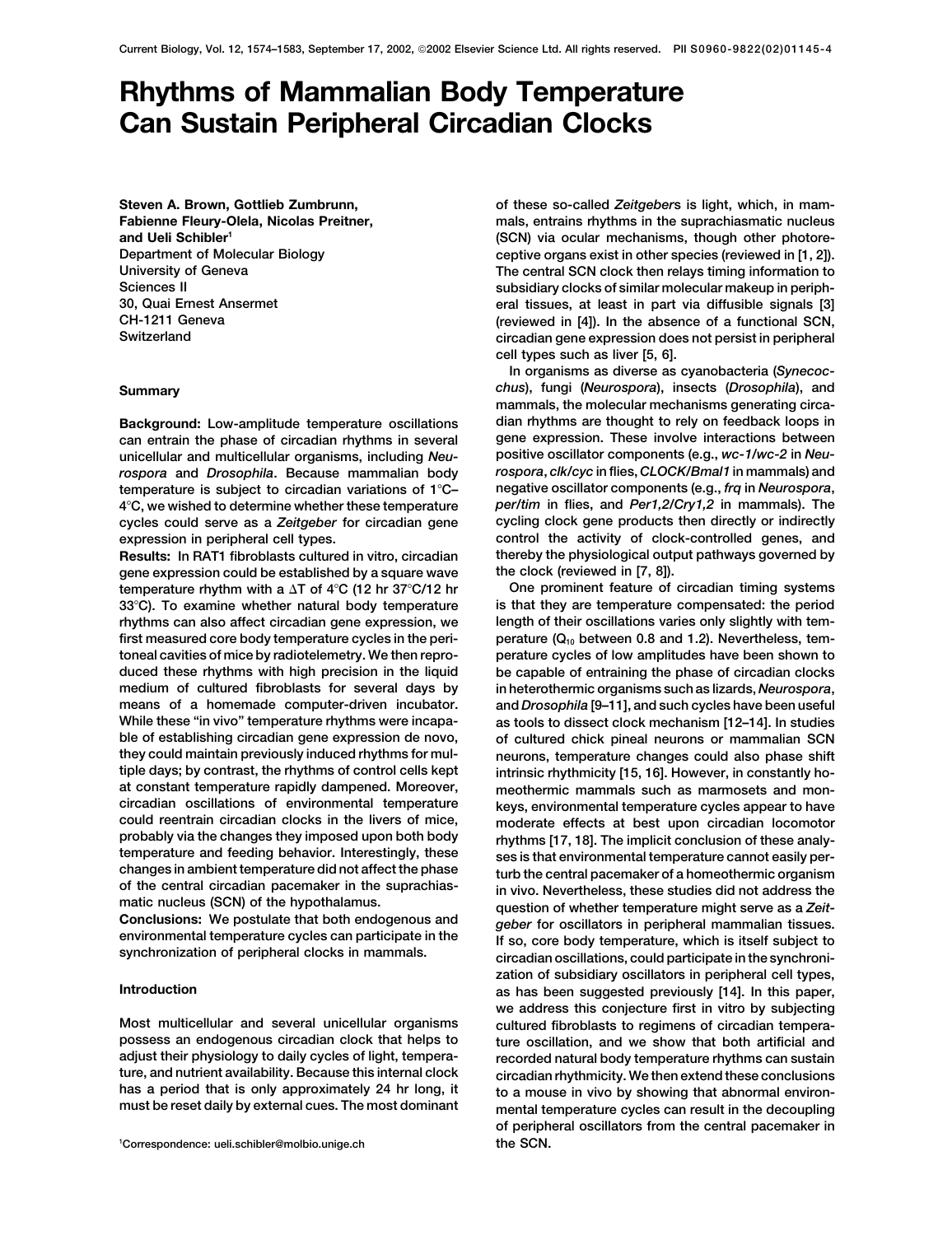# Rhythms of Mammalian Body Temperature Can Sustain Peripheral Circadian Clocks

Steven A. Brown, Gottlieb Zumbrunn, Fabienne Fleury-Olela, Nicolas Preitner, and Ueli Schibler[1]
Department of Molecular Biology
University of Geneva
Sciences II
30, Quai Ernest Ansermet
CH-1211 Geneva
Switzerland

## Summary

**Background:** Low-amplitude temperature oscillations can entrain the phase of circadian rhythms in several unicellular and multicellular organisms, including *Neurospora* and *Drosophila*. Because mammalian body temperature is subject to circadian variations of 1°C–4°C, we wished to determine whether these temperature cycles could serve as a *Zeitgeber* for circadian gene expression in peripheral cell types.

**Results:** In RAT1 fibroblasts cultured in vitro, circadian gene expression could be established by a square wave temperature rhythm with a ΔT of 4°C (12 hr 37°C/12 hr 33°C). To examine whether natural body temperature rhythms can also affect circadian gene expression, we first measured core body temperature cycles in the peritoneal cavities of mice by radiotelemetry. We then reproduced these rhythms with high precision in the liquid medium of cultured fibroblasts for several days by means of a homemade computer-driven incubator. While these "in vivo" temperature rhythms were incapable of establishing circadian gene expression de novo, they could maintain previously induced rhythms for multiple days; by contrast, the rhythms of control cells kept at constant temperature rapidly dampened. Moreover, circadian oscillations of environmental temperature could reentrain circadian clocks in the livers of mice, probably via the changes they imposed upon both body temperature and feeding behavior. Interestingly, these changes in ambient temperature did not affect the phase of the central circadian pacemaker in the suprachiasmatic nucleus (SCN) of the hypothalamus.

**Conclusions:** We postulate that both endogenous and environmental temperature cycles can participate in the synchronization of peripheral clocks in mammals.

## Introduction

Most multicellular and several unicellular organisms possess an endogenous circadian clock that helps to adjust their physiology to daily cycles of light, temperature, and nutrient availability. Because this internal clock has a period that is only approximately 24 hr long, it must be reset daily by external cues. The most dominant of these so-called *Zeitgeber*s is light, which, in mammals, entrains rhythms in the suprachiasmatic nucleus (SCN) via ocular mechanisms, though other photoreceptive organs exist in other species (reviewed in [1, 2]). The central SCN clock then relays timing information to subsidiary clocks of similar molecular makeup in peripheral tissues, at least in part via diffusible signals [3] (reviewed in [4]). In the absence of a functional SCN, circadian gene expression does not persist in peripheral cell types such as liver [5, 6].

In organisms as diverse as cyanobacteria (*Synecocchus*), fungi (*Neurospora*), insects (*Drosophila*), and mammals, the molecular mechanisms generating circadian rhythms are thought to rely on feedback loops in gene expression. These involve interactions between positive oscillator components (e.g., *wc-1*/*wc-2* in *Neurospora*, *clk*/*cyc* in flies, *CLOCK*/*Bmal1* in mammals) and negative oscillator components (e.g., *frq* in *Neurospora*, *per*/*tim* in flies, and *Per1,2*/*Cry1,2* in mammals). The cycling clock gene products then directly or indirectly control the activity of clock-controlled genes, and thereby the physiological output pathways governed by the clock (reviewed in [7, 8]).

One prominent feature of circadian timing systems is that they are temperature compensated: the period length of their oscillations varies only slightly with temperature ($Q_{10}$ between 0.8 and 1.2). Nevertheless, temperature cycles of low amplitudes have been shown to be capable of entraining the phase of circadian clocks in heterothermic organisms such as lizards, *Neurospora*, and *Drosophila* [9–11], and such cycles have been useful as tools to dissect clock mechanism [12–14]. In studies of cultured chick pineal neurons or mammalian SCN neurons, temperature changes could also phase shift intrinsic rhythmicity [15, 16]. However, in constantly homeothermic mammals such as marmosets and monkeys, environmental temperature cycles appear to have moderate effects at best upon circadian locomotor rhythms [17, 18]. The implicit conclusion of these analyses is that environmental temperature cannot easily perturb the central pacemaker of a homeothermic organism in vivo. Nevertheless, these studies did not address the question of whether temperature might serve as a *Zeitgeber* for oscillators in peripheral mammalian tissues. If so, core body temperature, which is itself subject to circadian oscillations, could participate in the synchronization of subsidiary oscillators in peripheral cell types, as has been suggested previously [14]. In this paper, we address this conjecture first in vitro by subjecting cultured fibroblasts to regimens of circadian temperature oscillation, and we show that both artificial and recorded natural body temperature rhythms can sustain circadian rhythmicity. We then extend these conclusions to a mouse in vivo by showing that abnormal environmental temperature cycles can result in the decoupling of peripheral oscillators from the central pacemaker in the SCN.

[1]Correspondence: ueli.schibler@molbio.unige.ch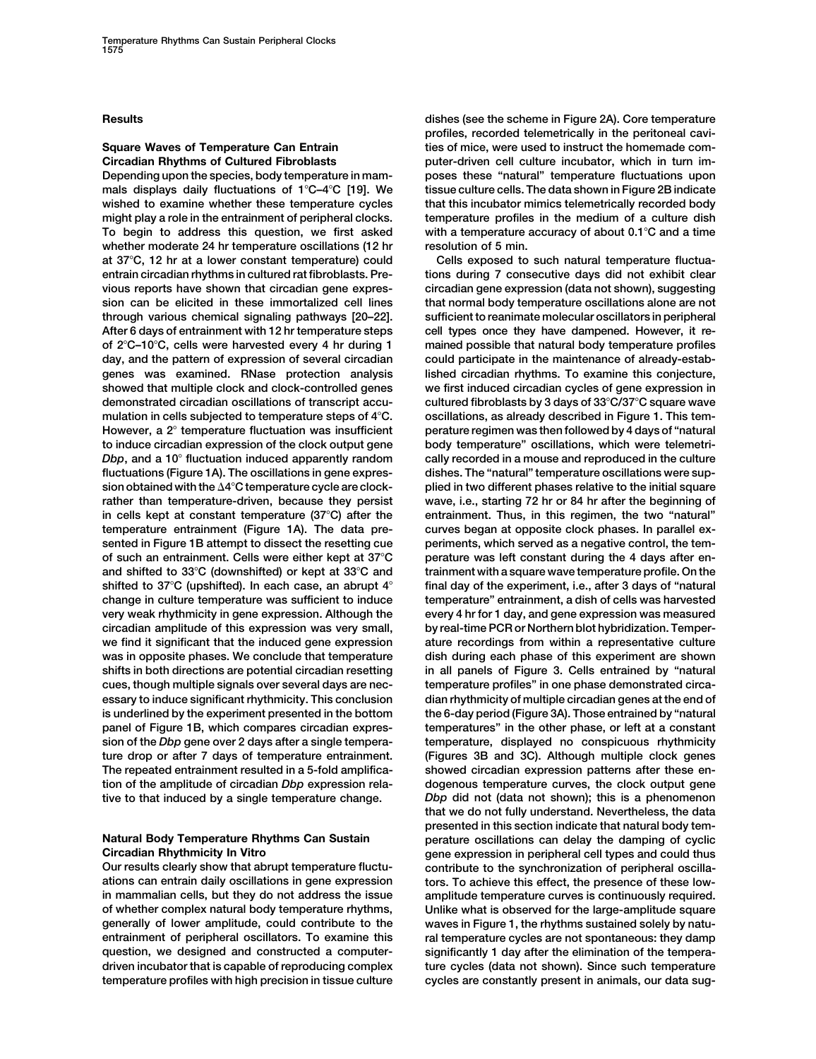## Results

### Square Waves of Temperature Can Entrain Circadian Rhythms of Cultured Fibroblasts

Depending upon the species, body temperature in mammals displays daily fluctuations of 1°C–4°C [19]. We wished to examine whether these temperature cycles might play a role in the entrainment of peripheral clocks. To begin to address this question, we first asked whether moderate 24 hr temperature oscillations (12 hr at 37°C, 12 hr at a lower constant temperature) could entrain circadian rhythms in cultured rat fibroblasts. Previous reports have shown that circadian gene expression can be elicited in these immortalized cell lines through various chemical signaling pathways [20–22]. After 6 days of entrainment with 12 hr temperature steps of 2°C–10°C, cells were harvested every 4 hr during 1 day, and the pattern of expression of several circadian genes was examined. RNase protection analysis showed that multiple clock and clock-controlled genes demonstrated circadian oscillations of transcript accumulation in cells subjected to temperature steps of 4°C. However, a 2° temperature fluctuation was insufficient to induce circadian expression of the clock output gene *Dbp*, and a 10° fluctuation induced apparently random fluctuations (Figure 1A). The oscillations in gene expression obtained with the Δ4°C temperature cycle are clock- rather than temperature-driven, because they persist in cells kept at constant temperature (37°C) after the temperature entrainment (Figure 1A). The data presented in Figure 1B attempt to dissect the resetting cue of such an entrainment. Cells were either kept at 37°C and shifted to 33°C (downshifted) or kept at 33°C and shifted to 37°C (upshifted). In each case, an abrupt 4° change in culture temperature was sufficient to induce very weak rhythmicity in gene expression. Although the circadian amplitude of this expression was very small, we find it significant that the induced gene expression was in opposite phases. We conclude that temperature shifts in both directions are potential circadian resetting cues, though multiple signals over several days are necessary to induce significant rhythmicity. This conclusion is underlined by the experiment presented in the bottom panel of Figure 1B, which compares circadian expression of the *Dbp* gene over 2 days after a single temperature drop or after 7 days of temperature entrainment. The repeated entrainment resulted in a 5-fold amplification of the amplitude of circadian *Dbp* expression relative to that induced by a single temperature change.

### Natural Body Temperature Rhythms Can Sustain Circadian Rhythmicity In Vitro

Our results clearly show that abrupt temperature fluctuations can entrain daily oscillations in gene expression in mammalian cells, but they do not address the issue of whether complex natural body temperature rhythms, generally of lower amplitude, could contribute to the entrainment of peripheral oscillators. To examine this question, we designed and constructed a computer-driven incubator that is capable of reproducing complex temperature profiles with high precision in tissue culture dishes (see the scheme in Figure 2A). Core temperature profiles, recorded telemetrically in the peritoneal cavities of mice, were used to instruct the homemade computer-driven cell culture incubator, which in turn imposes these "natural" temperature fluctuations upon tissue culture cells. The data shown in Figure 2B indicate that this incubator mimics telemetrically recorded body temperature profiles in the medium of a culture dish with a temperature accuracy of about 0.1°C and a time resolution of 5 min.

Cells exposed to such natural temperature fluctuations during 7 consecutive days did not exhibit clear circadian gene expression (data not shown), suggesting that normal body temperature oscillations alone are not sufficient to reanimate molecular oscillators in peripheral cell types once they have dampened. However, it remained possible that natural body temperature profiles could participate in the maintenance of already-established circadian rhythms. To examine this conjecture, we first induced circadian cycles of gene expression in cultured fibroblasts by 3 days of 33°C/37°C square wave oscillations, as already described in Figure 1. This temperature regimen was then followed by 4 days of "natural body temperature" oscillations, which were telemetrically recorded in a mouse and reproduced in the culture dishes. The "natural" temperature oscillations were supplied in two different phases relative to the initial square wave, i.e., starting 72 hr or 84 hr after the beginning of entrainment. Thus, in this regimen, the two "natural" curves began at opposite clock phases. In parallel experiments, which served as a negative control, the temperature was left constant during the 4 days after entrainment with a square wave temperature profile. On the final day of the experiment, i.e., after 3 days of "natural temperature" entrainment, a dish of cells was harvested every 4 hr for 1 day, and gene expression was measured by real-time PCR or Northern blot hybridization. Temperature recordings from within a representative culture dish during each phase of this experiment are shown in all panels of Figure 3. Cells entrained by "natural temperature profiles" in one phase demonstrated circadian rhythmicity of multiple circadian genes at the end of the 6-day period (Figure 3A). Those entrained by "natural temperatures" in the other phase, or left at a constant temperature, displayed no conspicuous rhythmicity (Figures 3B and 3C). Although multiple clock genes showed circadian expression patterns after these endogenous temperature curves, the clock output gene *Dbp* did not (data not shown); this is a phenomenon that we do not fully understand. Nevertheless, the data presented in this section indicate that natural body temperature oscillations can delay the damping of cyclic gene expression in peripheral cell types and could thus contribute to the synchronization of peripheral oscillators. To achieve this effect, the presence of these low-amplitude temperature curves is continuously required. Unlike what is observed for the large-amplitude square waves in Figure 1, the rhythms sustained solely by natural temperature cycles are not spontaneous: they damp significantly 1 day after the elimination of the temperature cycles (data not shown). Since such temperature cycles are constantly present in animals, our data sug-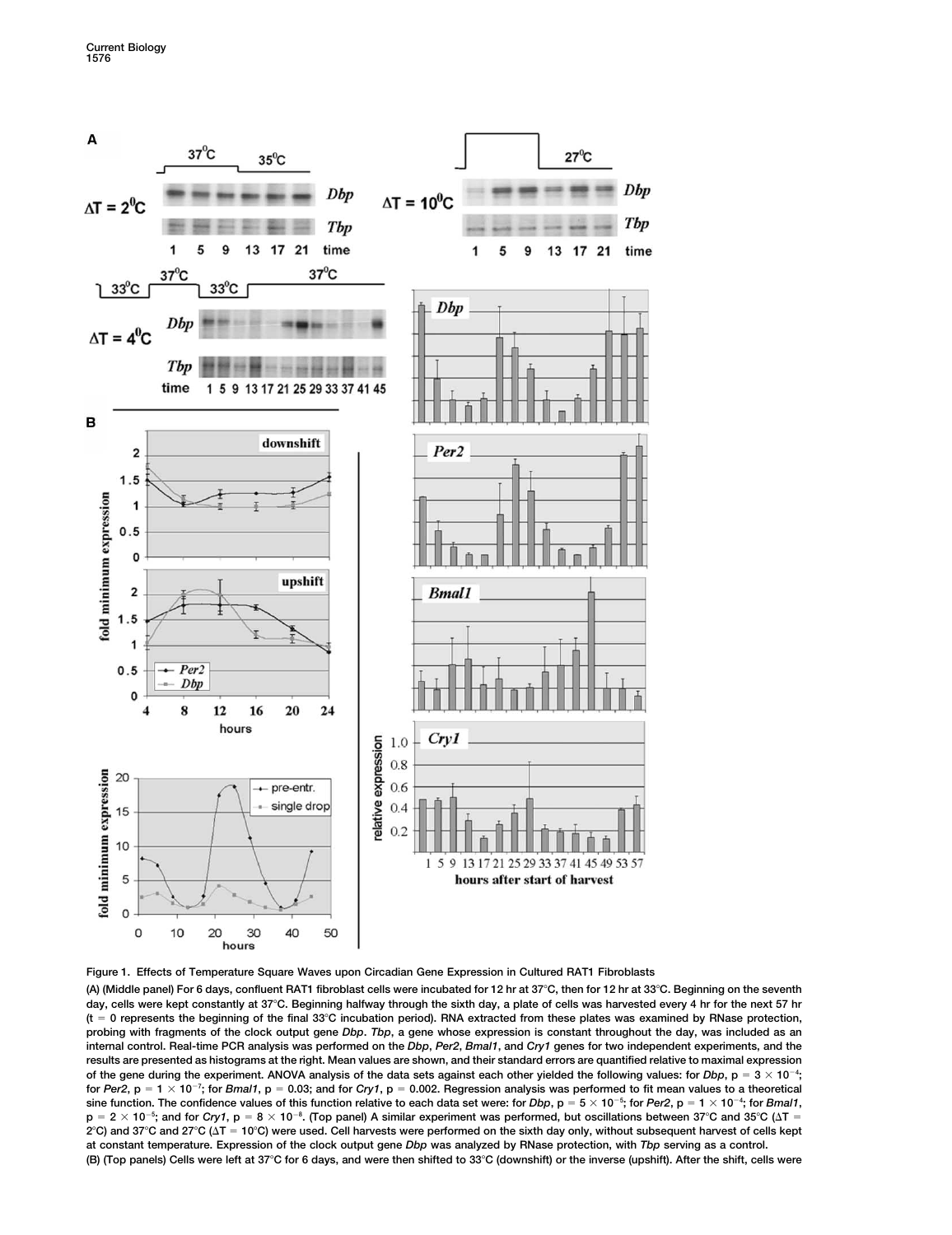Figure 1. Effects of Temperature Square Waves upon Circadian Gene Expression in Cultured RAT1 Fibroblasts

(A) (Middle panel) For 6 days, confluent RAT1 fibroblast cells were incubated for 12 hr at 37°C, then for 12 hr at 33°C. Beginning on the seventh day, cells were kept constantly at 37°C. Beginning halfway through the sixth day, a plate of cells was harvested every 4 hr for the next 57 hr (t = 0 represents the beginning of the final 33°C incubation period). RNA extracted from these plates was examined by RNase protection, probing with fragments of the clock output gene *Dbp*. *Tbp*, a gene whose expression is constant throughout the day, was included as an internal control. Real-time PCR analysis was performed on the *Dbp*, *Per2*, *Bmal1*, and *Cry1* genes for two independent experiments, and the results are presented as histograms at the right. Mean values are shown, and their standard errors are quantified relative to maximal expression of the gene during the experiment. ANOVA analysis of the data sets against each other yielded the following values: for *Dbp*, $p = 3 \times 10^{-4}$; for *Per2*, $p = 1 \times 10^{-7}$; for *Bmal1*, $p = 0.03$; and for *Cry1*, $p = 0.002$. Regression analysis was performed to fit mean values to a theoretical sine function. The confidence values of this function relative to each data set were: for *Dbp*, $p = 5 \times 10^{-5}$; for *Per2*, $p = 1 \times 10^{-4}$; for *Bmal1*, $p = 2 \times 10^{-5}$; and for *Cry1*, $p = 8 \times 10^{-8}$. (Top panel) A similar experiment was performed, but oscillations between 37°C and 35°C ($\Delta T$ = 2°C) and 37°C and 27°C ($\Delta T$ = 10°C) were used. Cell harvests were performed on the sixth day only, without subsequent harvest of cells kept at constant temperature. Expression of the clock output gene *Dbp* was analyzed by RNase protection, with *Tbp* serving as a control.

(B) (Top panels) Cells were left at 37°C for 6 days, and were then shifted to 33°C (downshift) or the inverse (upshift). After the shift, cells were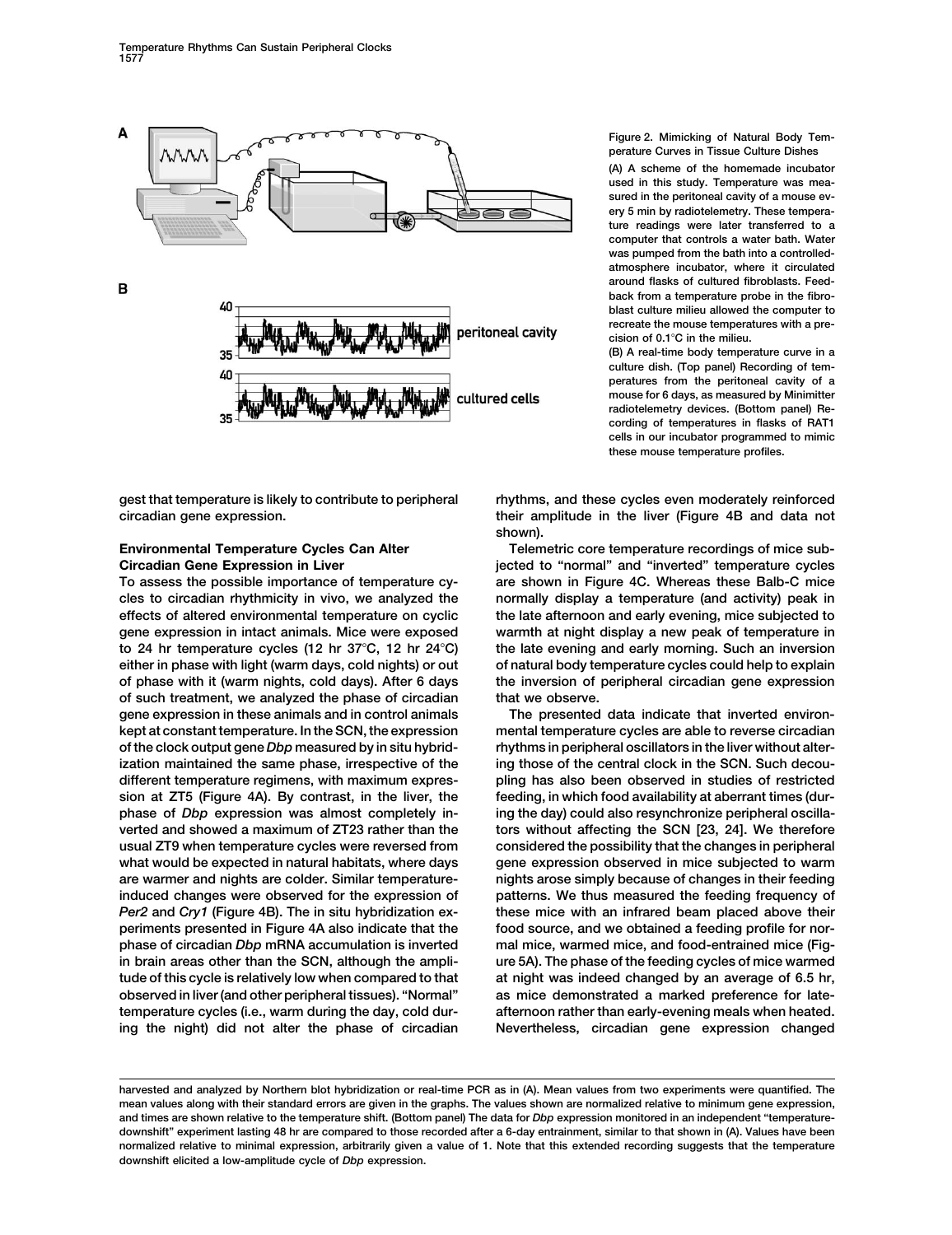Figure 2. Mimicking of Natural Body Temperature Curves in Tissue Culture Dishes

(A) A scheme of the homemade incubator used in this study. Temperature was measured in the peritoneal cavity of a mouse every 5 min by radiotelemetry. These temperature readings were later transferred to a computer that controls a water bath. Water was pumped from the bath into a controlled-atmosphere incubator, where it circulated around flasks of cultured fibroblasts. Feedback from a temperature probe in the fibroblast culture milieu allowed the computer to recreate the mouse temperatures with a precision of 0.1°C in the milieu.

(B) A real-time body temperature curve in a culture dish. (Top panel) Recording of temperatures from the peritoneal cavity of a mouse for 6 days, as measured by Minimitter radiotelemetry devices. (Bottom panel) Recording of temperatures in flasks of RAT1 cells in our incubator programmed to mimic these mouse temperature profiles.

gest that temperature is likely to contribute to peripheral circadian gene expression.

## Environmental Temperature Cycles Can Alter Circadian Gene Expression in Liver

To assess the possible importance of temperature cycles to circadian rhythmicity in vivo, we analyzed the effects of altered environmental temperature on cyclic gene expression in intact animals. Mice were exposed to 24 hr temperature cycles (12 hr 37°C, 12 hr 24°C) either in phase with light (warm days, cold nights) or out of phase with it (warm nights, cold days). After 6 days of such treatment, we analyzed the phase of circadian gene expression in these animals and in control animals kept at constant temperature. In the SCN, the expression of the clock output gene *Dbp* measured by in situ hybridization maintained the same phase, irrespective of the different temperature regimens, with maximum expression at ZT5 (Figure 4A). By contrast, in the liver, the phase of *Dbp* expression was almost completely inverted and showed a maximum of ZT23 rather than the usual ZT9 when temperature cycles were reversed from what would be expected in natural habitats, where days are warmer and nights are colder. Similar temperature-induced changes were observed for the expression of *Per2* and *Cry1* (Figure 4B). The in situ hybridization experiments presented in Figure 4A also indicate that the phase of circadian *Dbp* mRNA accumulation is inverted in brain areas other than the SCN, although the amplitude of this cycle is relatively low when compared to that observed in liver (and other peripheral tissues). "Normal" temperature cycles (i.e., warm during the day, cold during the night) did not alter the phase of circadian rhythms, and these cycles even moderately reinforced their amplitude in the liver (Figure 4B and data not shown).

Telemetric core temperature recordings of mice subjected to "normal" and "inverted" temperature cycles are shown in Figure 4C. Whereas these Balb-C mice normally display a temperature (and activity) peak in the late afternoon and early evening, mice subjected to warmth at night display a new peak of temperature in the late evening and early morning. Such an inversion of natural body temperature cycles could help to explain the inversion of peripheral circadian gene expression that we observe.

The presented data indicate that inverted environmental temperature cycles are able to reverse circadian rhythms in peripheral oscillators in the liver without altering those of the central clock in the SCN. Such decoupling has also been observed in studies of restricted feeding, in which food availability at aberrant times (during the day) could also resynchronize peripheral oscillators without affecting the SCN [23, 24]. We therefore considered the possibility that the changes in peripheral gene expression observed in mice subjected to warm nights arose simply because of changes in their feeding patterns. We thus measured the feeding frequency of these mice with an infrared beam placed above their food source, and we obtained a feeding profile for normal mice, warmed mice, and food-entrained mice (Figure 5A). The phase of the feeding cycles of mice warmed at night was indeed changed by an average of 6.5 hr, as mice demonstrated a marked preference for late-afternoon rather than early-evening meals when heated. Nevertheless, circadian gene expression changed

harvested and analyzed by Northern blot hybridization or real-time PCR as in (A). Mean values from two experiments were quantified. The mean values along with their standard errors are given in the graphs. The values shown are normalized relative to minimum gene expression, and times are shown relative to the temperature shift. (Bottom panel) The data for *Dbp* expression monitored in an independent "temperature-downshift" experiment lasting 48 hr are compared to those recorded after a 6-day entrainment, similar to that shown in (A). Values have been normalized relative to minimal expression, arbitrarily given a value of 1. Note that this extended recording suggests that the temperature downshift elicited a low-amplitude cycle of *Dbp* expression.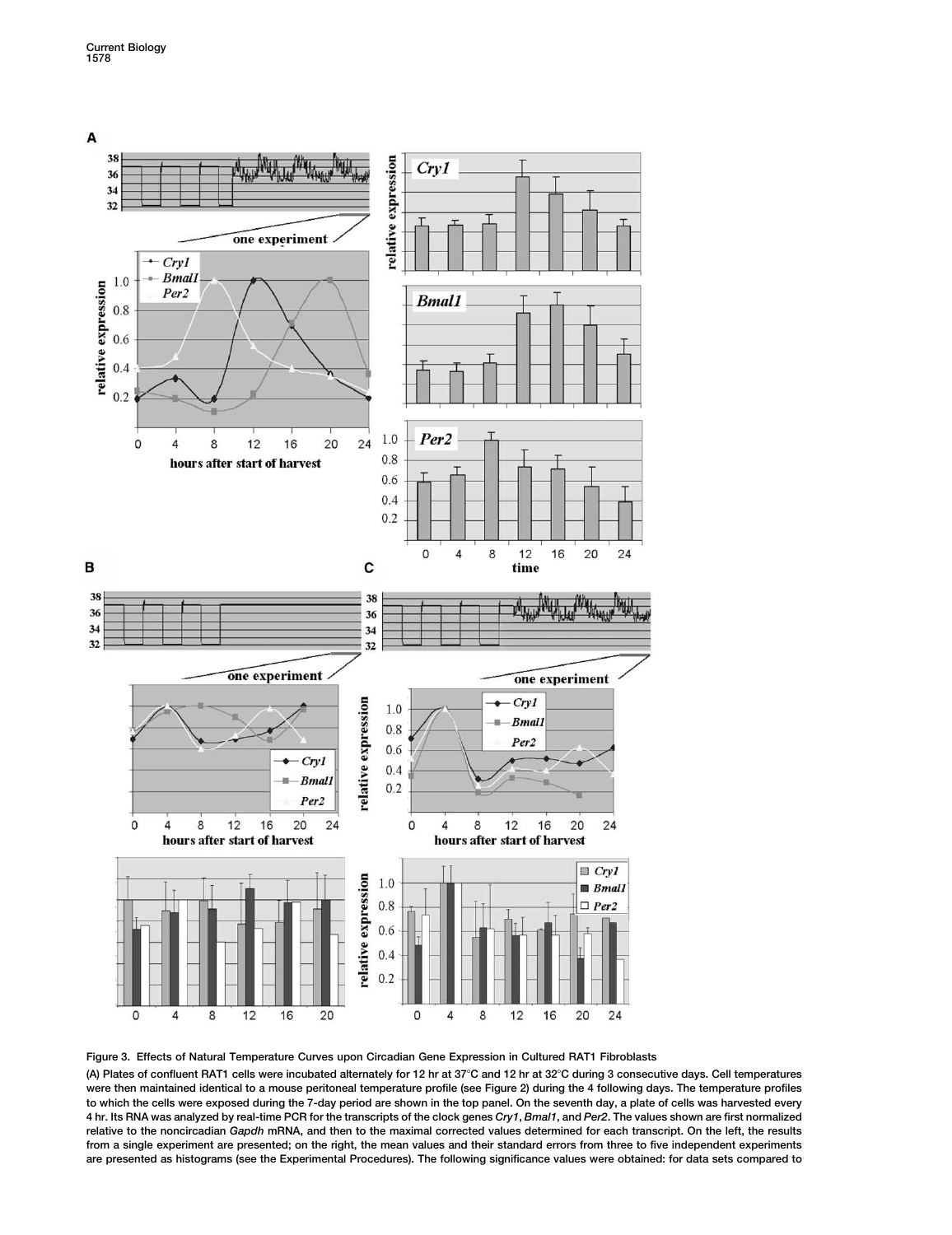Figure 3. Effects of Natural Temperature Curves upon Circadian Gene Expression in Cultured RAT1 Fibroblasts

(A) Plates of confluent RAT1 cells were incubated alternately for 12 hr at 37°C and 12 hr at 32°C during 3 consecutive days. Cell temperatures were then maintained identical to a mouse peritoneal temperature profile (see Figure 2) during the 4 following days. The temperature profiles to which the cells were exposed during the 7-day period are shown in the top panel. On the seventh day, a plate of cells was harvested every 4 hr. Its RNA was analyzed by real-time PCR for the transcripts of the clock genes *Cry1*, *Bmal1*, and *Per2*. The values shown are first normalized relative to the noncircadian *Gapdh* mRNA, and then to the maximal corrected values determined for each transcript. On the left, the results from a single experiment are presented; on the right, the mean values and their standard errors from three to five independent experiments are presented as histograms (see the Experimental Procedures). The following significance values were obtained: for data sets compared to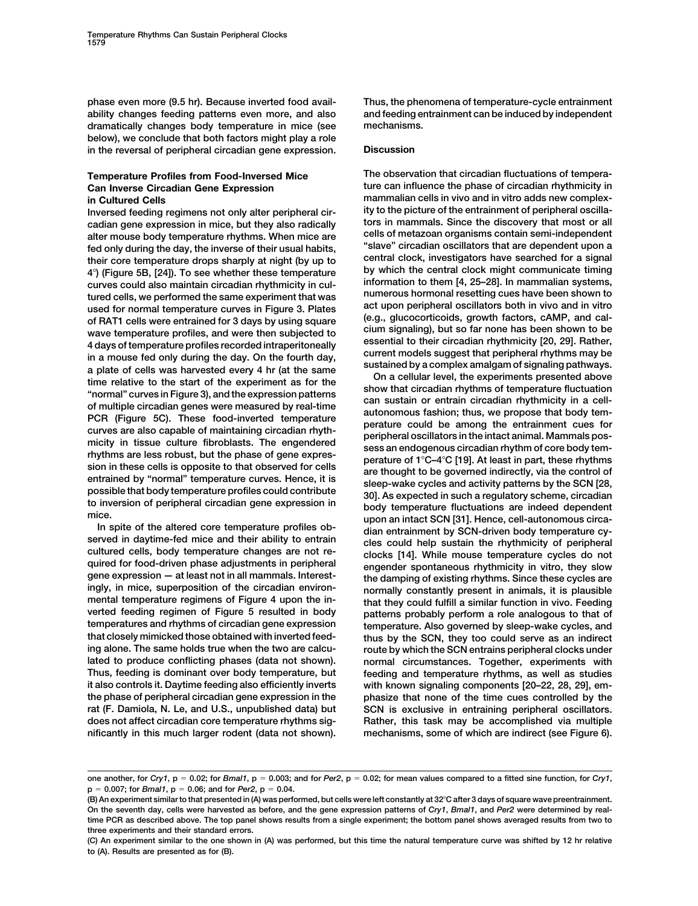phase even more (9.5 hr). Because inverted food availability changes feeding patterns even more, and also dramatically changes body temperature in mice (see below), we conclude that both factors might play a role in the reversal of peripheral circadian gene expression.

## Temperature Profiles from Food-Inversed Mice Can Inverse Circadian Gene Expression in Cultured Cells

Inversed feeding regimens not only alter peripheral circadian gene expression in mice, but they also radically alter mouse body temperature rhythms. When mice are fed only during the day, the inverse of their usual habits, their core temperature drops sharply at night (by up to 4°) (Figure 5B, [24]). To see whether these temperature curves could also maintain circadian rhythmicity in cultured cells, we performed the same experiment that was used for normal temperature curves in Figure 3. Plates of RAT1 cells were entrained for 3 days by using square wave temperature profiles, and were then subjected to 4 days of temperature profiles recorded intraperitoneally in a mouse fed only during the day. On the fourth day, a plate of cells was harvested every 4 hr (at the same time relative to the start of the experiment as for the "normal" curves in Figure 3), and the expression patterns of multiple circadian genes were measured by real-time PCR (Figure 5C). These food-inverted temperature curves are also capable of maintaining circadian rhythmicity in tissue culture fibroblasts. The engendered rhythms are less robust, but the phase of gene expression in these cells is opposite to that observed for cells entrained by "normal" temperature curves. Hence, it is possible that body temperature profiles could contribute to inversion of peripheral circadian gene expression in mice.

In spite of the altered core temperature profiles observed in daytime-fed mice and their ability to entrain cultured cells, body temperature changes are not required for food-driven phase adjustments in peripheral gene expression — at least not in all mammals. Interestingly, in mice, superposition of the circadian environmental temperature regimens of Figure 4 upon the inverted feeding regimen of Figure 5 resulted in body temperatures and rhythms of circadian gene expression that closely mimicked those obtained with inverted feeding alone. The same holds true when the two are calculated to produce conflicting phases (data not shown). Thus, feeding is dominant over body temperature, but it also controls it. Daytime feeding also efficiently inverts the phase of peripheral circadian gene expression in the rat (F. Damiola, N. Le, and U.S., unpublished data) but does not affect circadian core temperature rhythms significantly in this much larger rodent (data not shown). Thus, the phenomena of temperature-cycle entrainment and feeding entrainment can be induced by independent mechanisms.

## Discussion

The observation that circadian fluctuations of temperature can influence the phase of circadian rhythmicity in mammalian cells in vivo and in vitro adds new complexity to the picture of the entrainment of peripheral oscillators in mammals. Since the discovery that most or all cells of metazoan organisms contain semi-independent "slave" circadian oscillators that are dependent upon a central clock, investigators have searched for a signal by which the central clock might communicate timing information to them [4, 25–28]. In mammalian systems, numerous hormonal resetting cues have been shown to act upon peripheral oscillators both in vivo and in vitro (e.g., glucocorticoids, growth factors, cAMP, and calcium signaling), but so far none has been shown to be essential to their circadian rhythmicity [20, 29]. Rather, current models suggest that peripheral rhythms may be sustained by a complex amalgam of signaling pathways.

On a cellular level, the experiments presented above show that circadian rhythms of temperature fluctuation can sustain or entrain circadian rhythmicity in a cell-autonomous fashion; thus, we propose that body temperature could be among the entrainment cues for peripheral oscillators in the intact animal. Mammals possess an endogenous circadian rhythm of core body temperature of 1°C–4°C [19]. At least in part, these rhythms are thought to be governed indirectly, via the control of sleep-wake cycles and activity patterns by the SCN [28, 30]. As expected in such a regulatory scheme, circadian body temperature fluctuations are indeed dependent upon an intact SCN [31]. Hence, cell-autonomous circadian entrainment by SCN-driven body temperature cycles could help sustain the rhythmicity of peripheral clocks [14]. While mouse temperature cycles do not engender spontaneous rhythmicity in vitro, they slow the damping of existing rhythms. Since these cycles are normally constantly present in animals, it is plausible that they could fulfill a similar function in vivo. Feeding patterns probably perform a role analogous to that of temperature. Also governed by sleep-wake cycles, and thus by the SCN, they too could serve as an indirect route by which the SCN entrains peripheral clocks under normal circumstances. Together, experiments with feeding and temperature rhythms, as well as studies with known signaling components [20–22, 28, 29], emphasize that none of the time cues controlled by the SCN is exclusive in entraining peripheral oscillators. Rather, this task may be accomplished via multiple mechanisms, some of which are indirect (see Figure 6).

---

one another, for *Cry1*, $p = 0.02$; for *Bmal1*, $p = 0.003$; and for *Per2*, $p = 0.02$; for mean values compared to a fitted sine function, for *Cry1*, $p = 0.007$; for *Bmal1*, $p = 0.06$; and for *Per2*, $p = 0.04$.

(B) An experiment similar to that presented in (A) was performed, but cells were left constantly at 32°C after 3 days of square wave preentrainment. On the seventh day, cells were harvested as before, and the gene expression patterns of *Cry1*, *Bmal1*, and *Per2* were determined by real-time PCR as described above. The top panel shows results from a single experiment; the bottom panel shows averaged results from two to three experiments and their standard errors.

(C) An experiment similar to the one shown in (A) was performed, but this time the natural temperature curve was shifted by 12 hr relative to (A). Results are presented as for (B).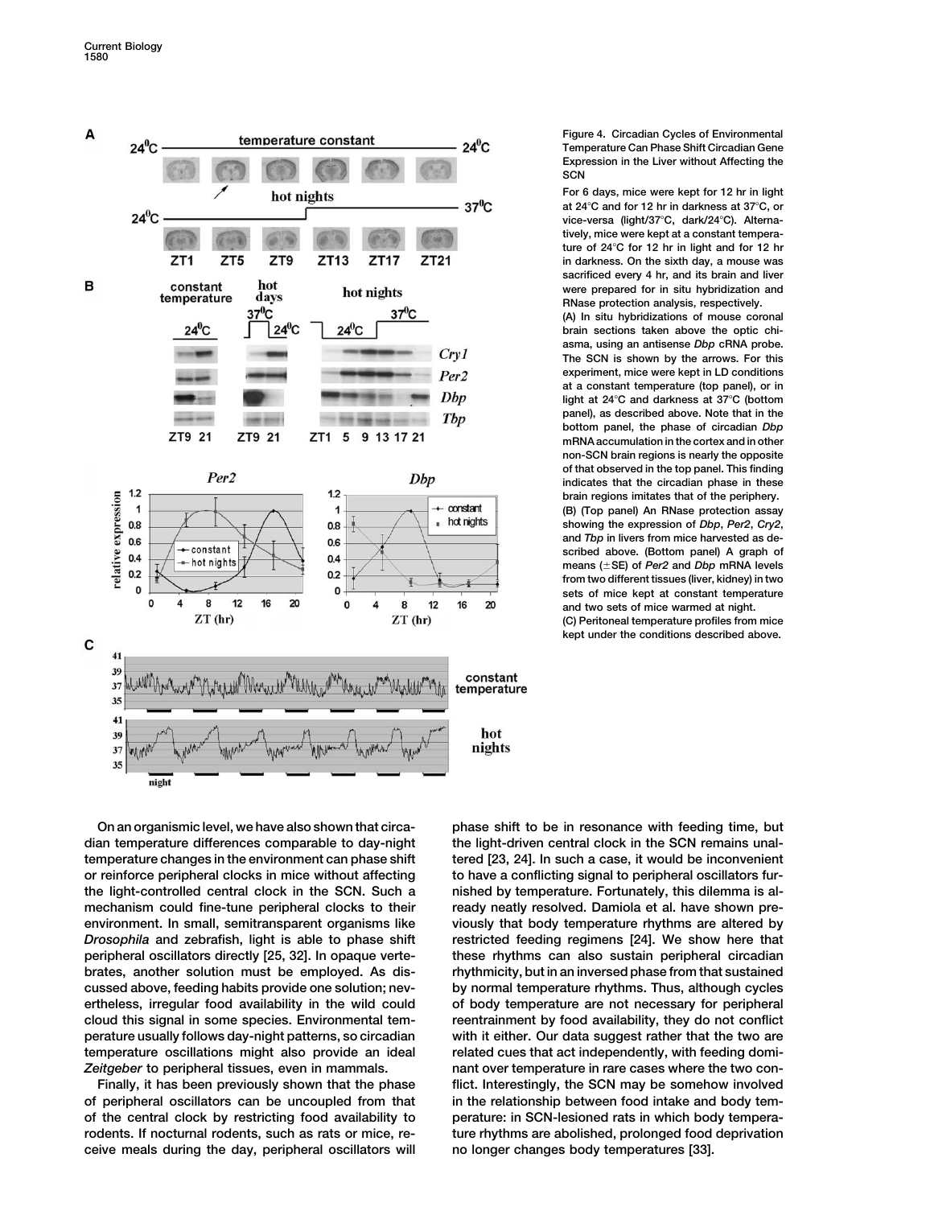A

24°C temperature constant 24°C

hot nights

24°C 37°C

ZT1 ZT5 ZT9 ZT13 ZT17 ZT21

B

constant temperature

hot days

hot nights

37°C

24°C 24°C 24°C 37°C

Cry1

Per2

Dbp

Tbp

ZT9 21 ZT9 21 ZT1 5 9 13 17 21

Per2

Dbp

relative expression

1.2
1
0.8
0.6
0.4
0.2
0

constant
hot nights

ZT (hr)

0 4 8 12 16 20

C

41
39
37
35

constant temperature

hot nights

night

Figure 4. Circadian Cycles of Environmental Temperature Can Phase Shift Circadian Gene Expression in the Liver without Affecting the SCN

For 6 days, mice were kept for 12 hr in light at 24°C and for 12 hr in darkness at 37°C, or vice-versa (light/37°C, dark/24°C). Alternatively, mice were kept at a constant temperature of 24°C for 12 hr in light and for 12 hr in darkness. On the sixth day, a mouse was sacrificed every 4 hr, and its brain and liver were prepared for in situ hybridization and RNase protection analysis, respectively.

(A) In situ hybridizations of mouse coronal brain sections taken above the optic chiasma, using an antisense *Dbp* cRNA probe. The SCN is shown by the arrows. For this experiment, mice were kept in LD conditions at a constant temperature (top panel), or in light at 24°C and darkness at 37°C (bottom panel), as described above. Note that in the bottom panel, the phase of circadian *Dbp* mRNA accumulation in the cortex and in other non-SCN brain regions is nearly the opposite of that observed in the top panel. This finding indicates that the circadian phase in these brain regions imitates that of the periphery.

(B) (Top panel) An RNase protection assay showing the expression of *Dbp*, *Per2*, *Cry2*, and *Tbp* in livers from mice harvested as described above. (Bottom panel) A graph of means (±SE) of *Per2* and *Dbp* mRNA levels from two different tissues (liver, kidney) in two sets of mice kept at constant temperature and two sets of mice warmed at night.

(C) Peritoneal temperature profiles from mice kept under the conditions described above.

On an organismic level, we have also shown that circadian temperature differences comparable to day-night temperature changes in the environment can phase shift or reinforce peripheral clocks in mice without affecting the light-controlled central clock in the SCN. Such a mechanism could fine-tune peripheral clocks to their environment. In small, semitransparent organisms like *Drosophila* and zebrafish, light is able to phase shift peripheral oscillators directly [25, 32]. In opaque vertebrates, another solution must be employed. As discussed above, feeding habits provide one solution; nevertheless, irregular food availability in the wild could cloud this signal in some species. Environmental temperature usually follows day-night patterns, so circadian temperature oscillations might also provide an ideal *Zeitgeber* to peripheral tissues, even in mammals.

Finally, it has been previously shown that the phase of peripheral oscillators can be uncoupled from that of the central clock by restricting food availability to rodents. If nocturnal rodents, such as rats or mice, receive meals during the day, peripheral oscillators will phase shift to be in resonance with feeding time, but the light-driven central clock in the SCN remains unaltered [23, 24]. In such a case, it would be inconvenient to have a conflicting signal to peripheral oscillators furnished by temperature. Fortunately, this dilemma is already neatly resolved. Damiola et al. have shown previously that body temperature rhythms are altered by restricted feeding regimens [24]. We show here that these rhythms can also sustain peripheral circadian rhythmicity, but in an inversed phase from that sustained by normal temperature rhythms. Thus, although cycles of body temperature are not necessary for peripheral reentrainment by food availability, they do not conflict with it either. Our data suggest rather that the two are related cues that act independently, with feeding dominant over temperature in rare cases where the two conflict. Interestingly, the SCN may be somehow involved in the relationship between food intake and body temperature: in SCN-lesioned rats in which body temperature rhythms are abolished, prolonged food deprivation no longer changes body temperatures [33].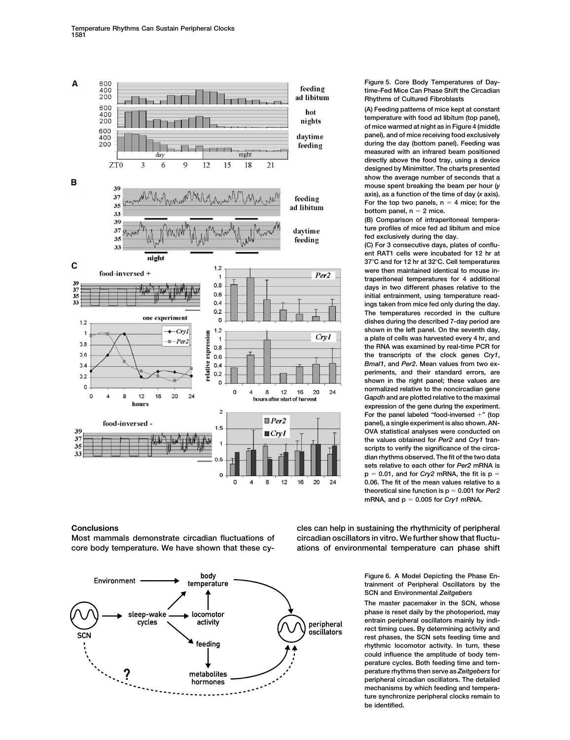Figure 5. Core Body Temperatures of Daytime-Fed Mice Can Phase Shift the Circadian Rhythms of Cultured Fibroblasts

(A) Feeding patterns of mice kept at constant temperature with food ad libitum (top panel), of mice warmed at night as in Figure 4 (middle panel), and of mice receiving food exclusively during the day (bottom panel). Feeding was measured with an infrared beam positioned directly above the food tray, using a device designed by Minimitter. The charts presented show the average number of seconds that a mouse spent breaking the beam per hour (*y* axis), as a function of the time of day (*x* axis). For the top two panels, n = 4 mice; for the bottom panel, n = 2 mice.

(B) Comparison of intraperitoneal temperature profiles of mice fed ad libitum and mice fed exclusively during the day.

(C) For 3 consecutive days, plates of confluent RAT1 cells were incubated for 12 hr at 37°C and for 12 hr at 32°C. Cell temperatures were then maintained identical to mouse intraperitoneal temperatures for 4 additional days in two different phases relative to the initial entrainment, using temperature readings taken from mice fed only during the day. The temperatures recorded in the culture dishes during the described 7-day period are shown in the left panel. On the seventh day, a plate of cells was harvested every 4 hr, and the RNA was examined by real-time PCR for the transcripts of the clock genes *Cry1*, *Bmal1*, and *Per2*. Mean values from two experiments, and their standard errors, are shown in the right panel; these values are normalized relative to the noncircadian gene *Gapdh* and are plotted relative to the maximal expression of the gene during the experiment. For the panel labeled "food-inversed +" (top panel), a single experiment is also shown. ANOVA statistical analyses were conducted on the values obtained for *Per2* and *Cry1* transcripts to verify the significance of the circadian rhythms observed. The fit of the two data sets relative to each other for *Per2* mRNA is $p = 0.01$, and for *Cry2* mRNA, the fit is $p = 0.06$. The fit of the mean values relative to a theoretical sine function is $p = 0.001$ for *Per2* mRNA, and $p = 0.005$ for *Cry1* mRNA.

## Conclusions

Most mammals demonstrate circadian fluctuations of core body temperature. We have shown that these cycles can help in sustaining the rhythmicity of peripheral circadian oscillators in vitro. We further show that fluctuations of environmental temperature can phase shift

Figure 6. A Model Depicting the Phase Entrainment of Peripheral Oscillators by the SCN and Environmental *Zeitgebers*

The master pacemaker in the SCN, whose phase is reset daily by the photoperiod, may entrain peripheral oscillators mainly by indirect timing cues. By determining activity and rest phases, the SCN sets feeding time and rhythmic locomotor activity. In turn, these could influence the amplitude of body temperature cycles. Both feeding time and temperature rhythms then serve as *Zeitgebers* for peripheral circadian oscillators. The detailed mechanisms by which feeding and temperature synchronize peripheral clocks remain to be identified.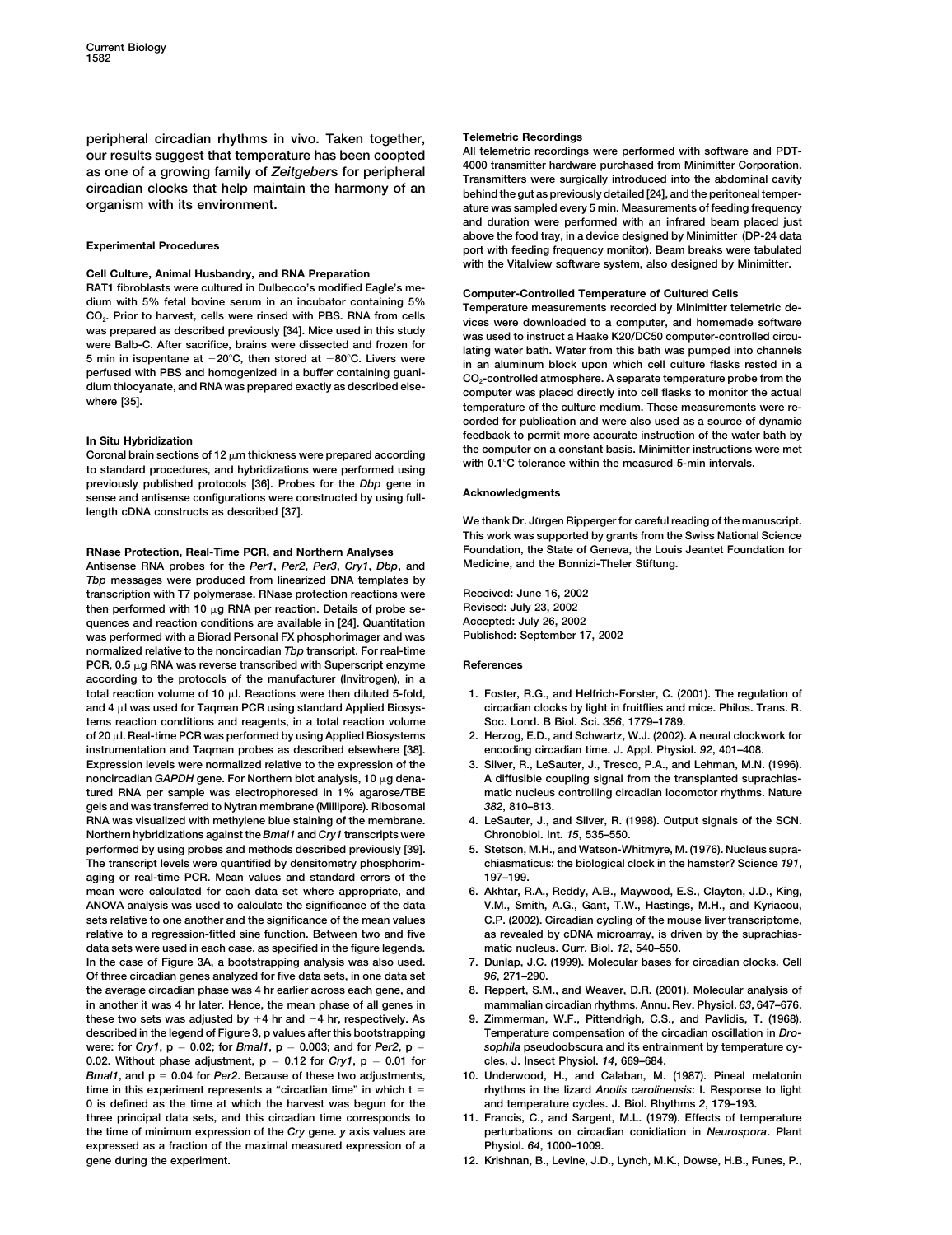peripheral circadian rhythms in vivo. Taken together, our results suggest that temperature has been coopted as one of a growing family of *Zeitgeber*s for peripheral circadian clocks that help maintain the harmony of an organism with its environment.

## Experimental Procedures

### Cell Culture, Animal Husbandry, and RNA Preparation

RAT1 fibroblasts were cultured in Dulbecco's modified Eagle's medium with 5% fetal bovine serum in an incubator containing 5% $CO_2$. Prior to harvest, cells were rinsed with PBS. RNA from cells was prepared as described previously [34]. Mice used in this study were Balb-C. After sacrifice, brains were dissected and frozen for 5 min in isopentane at −20°C, then stored at −80°C. Livers were perfused with PBS and homogenized in a buffer containing guanidium thiocyanate, and RNA was prepared exactly as described elsewhere [35].

### In Situ Hybridization

Coronal brain sections of 12 μm thickness were prepared according to standard procedures, and hybridizations were performed using previously published protocols [36]. Probes for the *Dbp* gene in sense and antisense configurations were constructed by using full-length cDNA constructs as described [37].

### RNase Protection, Real-Time PCR, and Northern Analyses

Antisense RNA probes for the *Per1*, *Per2*, *Per3*, *Cry1*, *Dbp*, and *Tbp* messages were produced from linearized DNA templates by transcription with T7 polymerase. RNase protection reactions were then performed with 10 μg RNA per reaction. Details of probe sequences and reaction conditions are available in [24]. Quantitation was performed with a Biorad Personal FX phosphorimager and was normalized relative to the noncircadian *Tbp* transcript. For real-time PCR, 0.5 μg RNA was reverse transcribed with Superscript enzyme according to the protocols of the manufacturer (Invitrogen), in a total reaction volume of 10 μl. Reactions were then diluted 5-fold, and 4 μl was used for Taqman PCR using standard Applied Biosystems reaction conditions and reagents, in a total reaction volume of 20 μl. Real-time PCR was performed by using Applied Biosystems instrumentation and Taqman probes as described elsewhere [38]. Expression levels were normalized relative to the expression of the noncircadian *GAPDH* gene. For Northern blot analysis, 10 μg denatured RNA per sample was electrophoresed in 1% agarose/TBE gels and was transferred to Nytran membrane (Millipore). Ribosomal RNA was visualized with methylene blue staining of the membrane. Northern hybridizations against the *Bmal1* and *Cry1* transcripts were performed by using probes and methods described previously [39]. The transcript levels were quantified by densitometry phosphorimaging or real-time PCR. Mean values and standard errors of the mean were calculated for each data set where appropriate, and ANOVA analysis was used to calculate the significance of the data sets relative to one another and the significance of the mean values relative to a regression-fitted sine function. Between two and five data sets were used in each case, as specified in the figure legends. In the case of Figure 3A, a bootstrapping analysis was also used. Of three circadian genes analyzed for five data sets, in one data set the average circadian phase was 4 hr earlier across each gene, and in another it was 4 hr later. Hence, the mean phase of all genes in these two sets was adjusted by +4 hr and −4 hr, respectively. As described in the legend of Figure 3, p values after this bootstrapping were: for *Cry1*, $p = 0.02$; for *Bmal1*, $p = 0.003$; and for *Per2*, $p = 0.02$. Without phase adjustment, $p = 0.12$ for *Cry1*, $p = 0.01$ for *Bmal1*, and $p = 0.04$ for *Per2*. Because of these two adjustments, time in this experiment represents a "circadian time" in which $t = 0$ is defined as the time at which the harvest was begun for the three principal data sets, and this circadian time corresponds to the time of minimum expression of the *Cry* gene. *y* axis values are expressed as a fraction of the maximal measured expression of a gene during the experiment.

### Telemetric Recordings

All telemetric recordings were performed with software and PDT-4000 transmitter hardware purchased from Minimitter Corporation. Transmitters were surgically introduced into the abdominal cavity behind the gut as previously detailed [24], and the peritoneal temperature was sampled every 5 min. Measurements of feeding frequency and duration were performed with an infrared beam placed just above the food tray, in a device designed by Minimitter (DP-24 data port with feeding frequency monitor). Beam breaks were tabulated with the Vitalview software system, also designed by Minimitter.

### Computer-Controlled Temperature of Cultured Cells

Temperature measurements recorded by Minimitter telemetric devices were downloaded to a computer, and homemade software was used to instruct a Haake K20/DC50 computer-controlled circulating water bath. Water from this bath was pumped into channels in an aluminum block upon which cell culture flasks rested in a $CO_2$-controlled atmosphere. A separate temperature probe from the computer was placed directly into cell flasks to monitor the actual temperature of the culture medium. These measurements were recorded for publication and were also used as a source of dynamic feedback to permit more accurate instruction of the water bath by the computer on a constant basis. Minimitter instructions were met with 0.1°C tolerance within the measured 5-min intervals.

## Acknowledgments

We thank Dr. Jürgen Ripperger for careful reading of the manuscript. This work was supported by grants from the Swiss National Science Foundation, the State of Geneva, the Louis Jeantet Foundation for Medicine, and the Bonnizi-Theler Stiftung.

Received: June 16, 2002
Revised: July 23, 2002
Accepted: July 26, 2002
Published: September 17, 2002

## References

1. Foster, R.G., and Helfrich-Forster, C. (2001). The regulation of circadian clocks by light in fruitflies and mice. Philos. Trans. R. Soc. Lond. B Biol. Sci. *356*, 1779–1789.
2. Herzog, E.D., and Schwartz, W.J. (2002). A neural clockwork for encoding circadian time. J. Appl. Physiol. *92*, 401–408.
3. Silver, R., LeSauter, J., Tresco, P.A., and Lehman, M.N. (1996). A diffusible coupling signal from the transplanted suprachiasmatic nucleus controlling circadian locomotor rhythms. Nature *382*, 810–813.
4. LeSauter, J., and Silver, R. (1998). Output signals of the SCN. Chronobiol. Int. *15*, 535–550.
5. Stetson, M.H., and Watson-Whitmyre, M. (1976). Nucleus suprachiasmaticus: the biological clock in the hamster? Science *191*, 197–199.
6. Akhtar, R.A., Reddy, A.B., Maywood, E.S., Clayton, J.D., King, V.M., Smith, A.G., Gant, T.W., Hastings, M.H., and Kyriacou, C.P. (2002). Circadian cycling of the mouse liver transcriptome, as revealed by cDNA microarray, is driven by the suprachiasmatic nucleus. Curr. Biol. *12*, 540–550.
7. Dunlap, J.C. (1999). Molecular bases for circadian clocks. Cell *96*, 271–290.
8. Reppert, S.M., and Weaver, D.R. (2001). Molecular analysis of mammalian circadian rhythms. Annu. Rev. Physiol. *63*, 647–676.
9. Zimmerman, W.F., Pittendrigh, C.S., and Pavlidis, T. (1968). Temperature compensation of the circadian oscillation in *Drosophila* pseudoobscura and its entrainment by temperature cycles. J. Insect Physiol. *14*, 669–684.
10. Underwood, H., and Calaban, M. (1987). Pineal melatonin rhythms in the lizard *Anolis carolinensis*: I. Response to light and temperature cycles. J. Biol. Rhythms *2*, 179–193.
11. Francis, C., and Sargent, M.L. (1979). Effects of temperature perturbations on circadian conidiation in *Neurospora*. Plant Physiol. *64*, 1000–1009.
12. Krishnan, B., Levine, J.D., Lynch, M.K., Dowse, H.B., Funes, P.,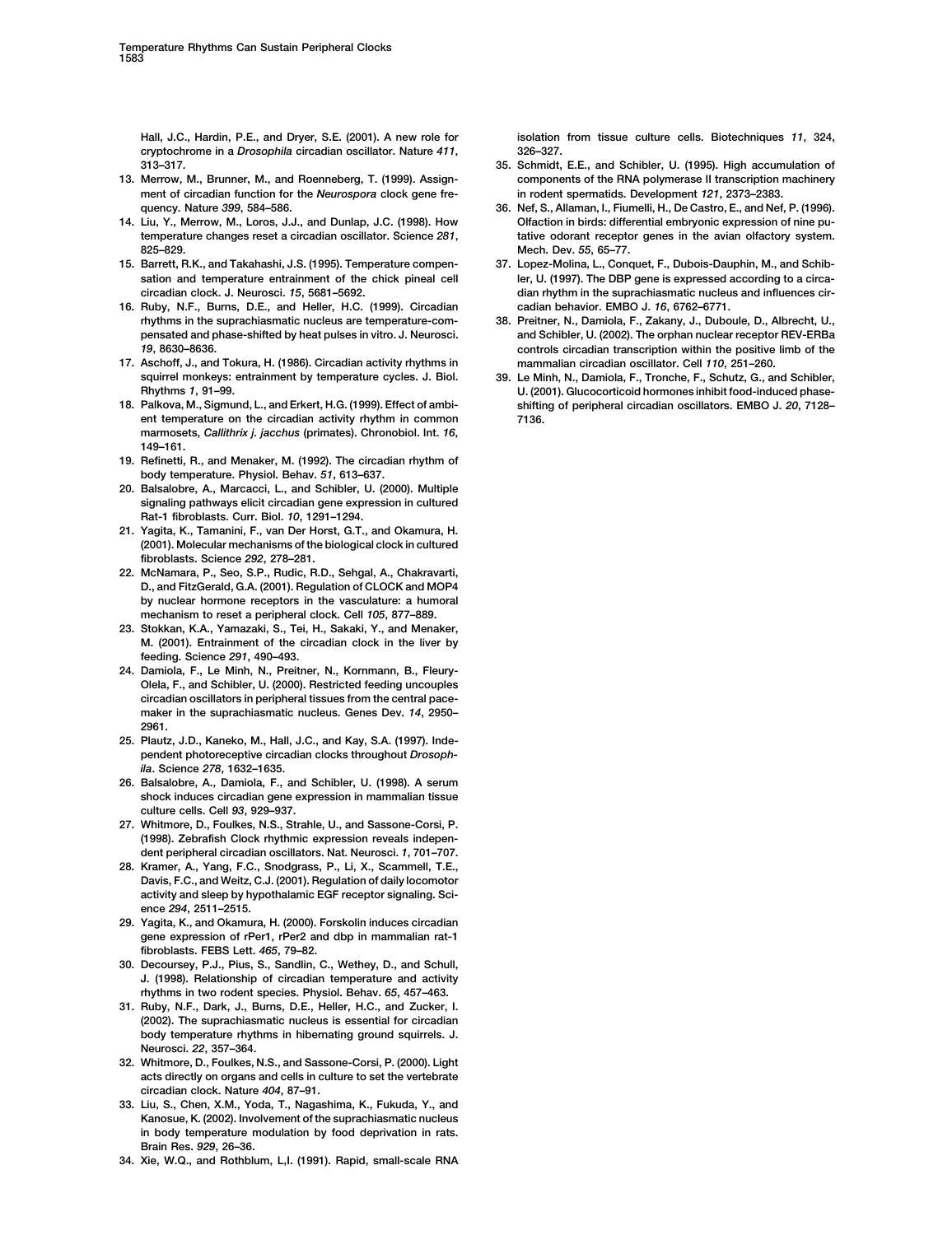Hall, J.C., Hardin, P.E., and Dryer, S.E. (2001). A new role for cryptochrome in a *Drosophila* circadian oscillator. Nature *411*, 313–317.

13. Merrow, M., Brunner, M., and Roenneberg, T. (1999). Assignment of circadian function for the *Neurospora* clock gene frequency. Nature *399*, 584–586.
14. Liu, Y., Merrow, M., Loros, J.J., and Dunlap, J.C. (1998). How temperature changes reset a circadian oscillator. Science *281*, 825–829.
15. Barrett, R.K., and Takahashi, J.S. (1995). Temperature compensation and temperature entrainment of the chick pineal cell circadian clock. J. Neurosci. *15*, 5681–5692.
16. Ruby, N.F., Burns, D.E., and Heller, H.C. (1999). Circadian rhythms in the suprachiasmatic nucleus are temperature-compensated and phase-shifted by heat pulses in vitro. J. Neurosci. *19*, 8630–8636.
17. Aschoff, J., and Tokura, H. (1986). Circadian activity rhythms in squirrel monkeys: entrainment by temperature cycles. J. Biol. Rhythms *1*, 91–99.
18. Palkova, M., Sigmund, L., and Erkert, H.G. (1999). Effect of ambient temperature on the circadian activity rhythm in common marmosets, *Callithrix j. jacchus* (primates). Chronobiol. Int. *16*, 149–161.
19. Refinetti, R., and Menaker, M. (1992). The circadian rhythm of body temperature. Physiol. Behav. *51*, 613–637.
20. Balsalobre, A., Marcacci, L., and Schibler, U. (2000). Multiple signaling pathways elicit circadian gene expression in cultured Rat-1 fibroblasts. Curr. Biol. *10*, 1291–1294.
21. Yagita, K., Tamanini, F., van Der Horst, G.T., and Okamura, H. (2001). Molecular mechanisms of the biological clock in cultured fibroblasts. Science *292*, 278–281.
22. McNamara, P., Seo, S.P., Rudic, R.D., Sehgal, A., Chakravarti, D., and FitzGerald, G.A. (2001). Regulation of CLOCK and MOP4 by nuclear hormone receptors in the vasculature: a humoral mechanism to reset a peripheral clock. Cell *105*, 877–889.
23. Stokkan, K.A., Yamazaki, S., Tei, H., Sakaki, Y., and Menaker, M. (2001). Entrainment of the circadian clock in the liver by feeding. Science *291*, 490–493.
24. Damiola, F., Le Minh, N., Preitner, N., Kornmann, B., Fleury-Olela, F., and Schibler, U. (2000). Restricted feeding uncouples circadian oscillators in peripheral tissues from the central pacemaker in the suprachiasmatic nucleus. Genes Dev. *14*, 2950–2961.
25. Plautz, J.D., Kaneko, M., Hall, J.C., and Kay, S.A. (1997). Independent photoreceptive circadian clocks throughout *Drosophila*. Science *278*, 1632–1635.
26. Balsalobre, A., Damiola, F., and Schibler, U. (1998). A serum shock induces circadian gene expression in mammalian tissue culture cells. Cell *93*, 929–937.
27. Whitmore, D., Foulkes, N.S., Strahle, U., and Sassone-Corsi, P. (1998). Zebrafish Clock rhythmic expression reveals independent peripheral circadian oscillators. Nat. Neurosci. *1*, 701–707.
28. Kramer, A., Yang, F.C., Snodgrass, P., Li, X., Scammell, T.E., Davis, F.C., and Weitz, C.J. (2001). Regulation of daily locomotor activity and sleep by hypothalamic EGF receptor signaling. Science *294*, 2511–2515.
29. Yagita, K., and Okamura, H. (2000). Forskolin induces circadian gene expression of rPer1, rPer2 and dbp in mammalian rat-1 fibroblasts. FEBS Lett. *465*, 79–82.
30. Decoursey, P.J., Pius, S., Sandlin, C., Wethey, D., and Schull, J. (1998). Relationship of circadian temperature and activity rhythms in two rodent species. Physiol. Behav. *65*, 457–463.
31. Ruby, N.F., Dark, J., Burns, D.E., Heller, H.C., and Zucker, I. (2002). The suprachiasmatic nucleus is essential for circadian body temperature rhythms in hibernating ground squirrels. J. Neurosci. *22*, 357–364.
32. Whitmore, D., Foulkes, N.S., and Sassone-Corsi, P. (2000). Light acts directly on organs and cells in culture to set the vertebrate circadian clock. Nature *404*, 87–91.
33. Liu, S., Chen, X.M., Yoda, T., Nagashima, K., Fukuda, Y., and Kanosue, K. (2002). Involvement of the suprachiasmatic nucleus in body temperature modulation by food deprivation in rats. Brain Res. *929*, 26–36.
34. Xie, W.Q., and Rothblum, L,I. (1991). Rapid, small-scale RNA isolation from tissue culture cells. Biotechniques *11*, 324, 326–327.
35. Schmidt, E.E., and Schibler, U. (1995). High accumulation of components of the RNA polymerase II transcription machinery in rodent spermatids. Development *121*, 2373–2383.
36. Nef, S., Allaman, I., Fiumelli, H., De Castro, E., and Nef, P. (1996). Olfaction in birds: differential embryonic expression of nine putative odorant receptor genes in the avian olfactory system. Mech. Dev. *55*, 65–77.
37. Lopez-Molina, L., Conquet, F., Dubois-Dauphin, M., and Schibler, U. (1997). The DBP gene is expressed according to a circadian rhythm in the suprachiasmatic nucleus and influences circadian behavior. EMBO J. *16*, 6762–6771.
38. Preitner, N., Damiola, F., Zakany, J., Duboule, D., Albrecht, U., and Schibler, U. (2002). The orphan nuclear receptor REV-ERBa controls circadian transcription within the positive limb of the mammalian circadian oscillator. Cell *110*, 251–260.
39. Le Minh, N., Damiola, F., Tronche, F., Schutz, G., and Schibler, U. (2001). Glucocorticoid hormones inhibit food-induced phase-shifting of peripheral circadian oscillators. EMBO J. *20*, 7128–7136.